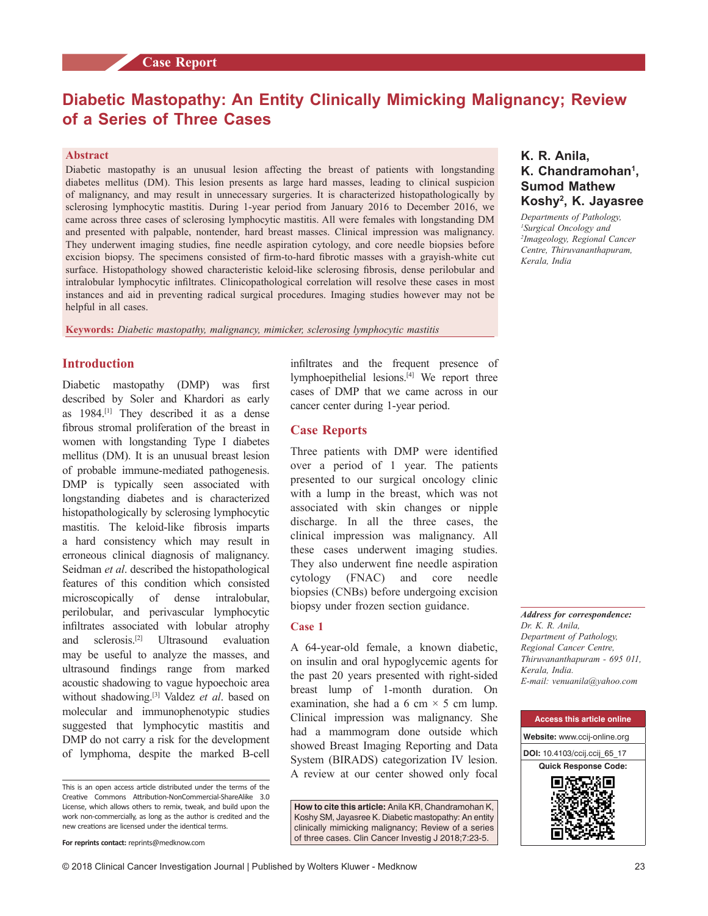Case Report

# Diabetic Mastopathy: An Entity Clinically Mimicking Malignancy; Review of a Series of Three Cases

**K. R. Anila, K. Chandramohan[1], Sumod Mathew Koshy[2], K. Jayasree**

*Departments of Pathology, [1]Surgical Oncology and [2]Imageology, Regional Cancer Centre, Thiruvananthapuram, Kerala, India*

## Abstract

Diabetic mastopathy is an unusual lesion affecting the breast of patients with longstanding diabetes mellitus (DM). This lesion presents as large hard masses, leading to clinical suspicion of malignancy, and may result in unnecessary surgeries. It is characterized histopathologically by sclerosing lymphocytic mastitis. During 1-year period from January 2016 to December 2016, we came across three cases of sclerosing lymphocytic mastitis. All were females with longstanding DM and presented with palpable, nontender, hard breast masses. Clinical impression was malignancy. They underwent imaging studies, fine needle aspiration cytology, and core needle biopsies before excision biopsy. The specimens consisted of firm-to-hard fibrotic masses with a grayish-white cut surface. Histopathology showed characteristic keloid-like sclerosing fibrosis, dense perilobular and intralobular lymphocytic infiltrates. Clinicopathological correlation will resolve these cases in most instances and aid in preventing radical surgical procedures. Imaging studies however may not be helpful in all cases.

**Keywords:** *Diabetic mastopathy, malignancy, mimicker, sclerosing lymphocytic mastitis*

## Introduction

Diabetic mastopathy (DMP) was first described by Soler and Khardori as early as 1984.[1] They described it as a dense fibrous stromal proliferation of the breast in women with longstanding Type I diabetes mellitus (DM). It is an unusual breast lesion of probable immune-mediated pathogenesis. DMP is typically seen associated with longstanding diabetes and is characterized histopathologically by sclerosing lymphocytic mastitis. The keloid-like fibrosis imparts a hard consistency which may result in erroneous clinical diagnosis of malignancy. Seidman *et al*. described the histopathological features of this condition which consisted microscopically of dense intralobular, perilobular, and perivascular lymphocytic infiltrates associated with lobular atrophy and sclerosis.[2] Ultrasound evaluation may be useful to analyze the masses, and ultrasound findings range from marked acoustic shadowing to vague hypoechoic area without shadowing.[3] Valdez *et al*. based on molecular and immunophenotypic studies suggested that lymphocytic mastitis and DMP do not carry a risk for the development of lymphoma, despite the marked B-cell infiltrates and the frequent presence of lymphoepithelial lesions.[4] We report three cases of DMP that we came across in our cancer center during 1-year period.

## Case Reports

Three patients with DMP were identified over a period of 1 year. The patients presented to our surgical oncology clinic with a lump in the breast, which was not associated with skin changes or nipple discharge. In all the three cases, the clinical impression was malignancy. All these cases underwent imaging studies. They also underwent fine needle aspiration cytology (FNAC) and core needle biopsies (CNBs) before undergoing excision biopsy under frozen section guidance.

### Case 1

A 64-year-old female, a known diabetic, on insulin and oral hypoglycemic agents for the past 20 years presented with right-sided breast lump of 1-month duration. On examination, she had a 6 cm × 5 cm lump. Clinical impression was malignancy. She had a mammogram done outside which showed Breast Imaging Reporting and Data System (BIRADS) categorization IV lesion. A review at our center showed only focal

*Address for correspondence:*
Dr. K. R. Anila,
Department of Pathology,
Regional Cancer Centre,
Thiruvananthapuram - 695 011,
Kerala, India.
E-mail: venuanila@yahoo.com

Access this article online
Website: www.ccij-online.org
DOI: 10.4103/ccij.ccij_65_17
Quick Response Code:

This is an open access article distributed under the terms of the Creative Commons Attribution-NonCommercial-ShareAlike 3.0 License, which allows others to remix, tweak, and build upon the work non-commercially, as long as the author is credited and the new creations are licensed under the identical terms.

**For reprints contact:** reprints@medknow.com

**How to cite this article:** Anila KR, Chandramohan K, Koshy SM, Jayasree K. Diabetic mastopathy: An entity clinically mimicking malignancy; Review of a series of three cases. Clin Cancer Investig J 2018;7:23-5.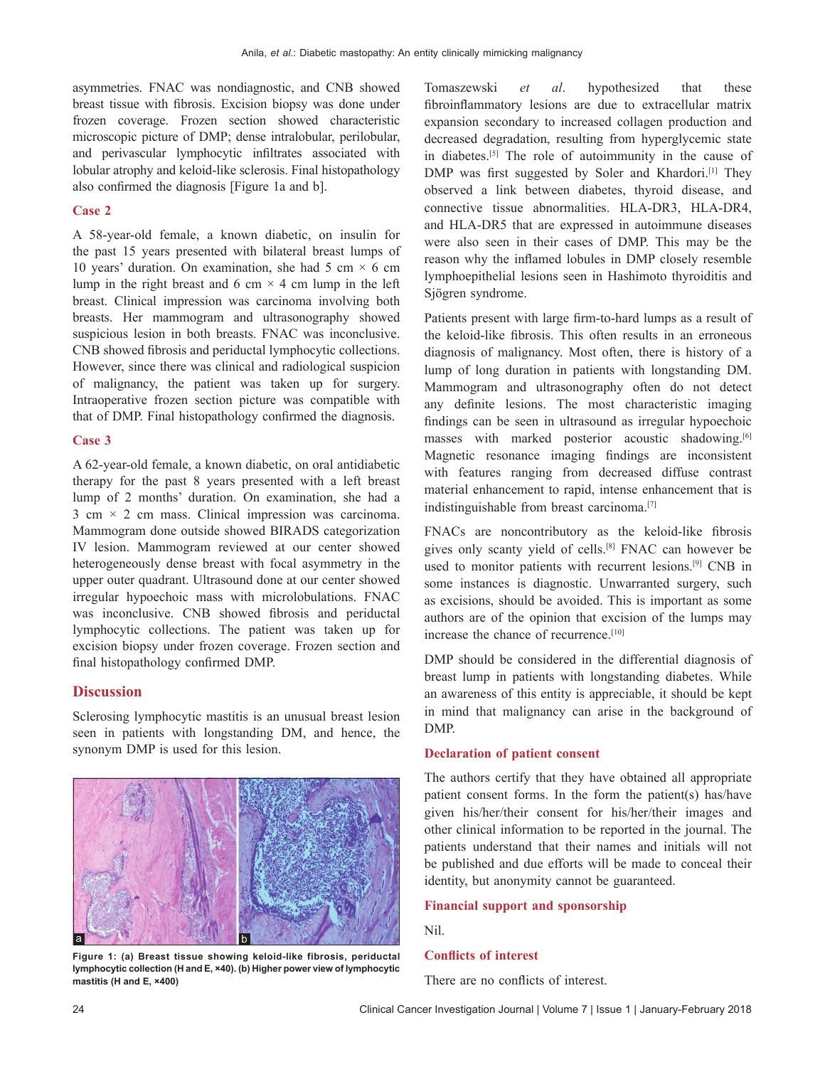asymmetries. FNAC was nondiagnostic, and CNB showed breast tissue with fibrosis. Excision biopsy was done under frozen coverage. Frozen section showed characteristic microscopic picture of DMP; dense intralobular, perilobular, and perivascular lymphocytic infiltrates associated with lobular atrophy and keloid-like sclerosis. Final histopathology also confirmed the diagnosis [Figure 1a and b].

### Case 2

A 58-year-old female, a known diabetic, on insulin for the past 15 years presented with bilateral breast lumps of 10 years' duration. On examination, she had 5 cm × 6 cm lump in the right breast and 6 cm × 4 cm lump in the left breast. Clinical impression was carcinoma involving both breasts. Her mammogram and ultrasonography showed suspicious lesion in both breasts. FNAC was inconclusive. CNB showed fibrosis and periductal lymphocytic collections. However, since there was clinical and radiological suspicion of malignancy, the patient was taken up for surgery. Intraoperative frozen section picture was compatible with that of DMP. Final histopathology confirmed the diagnosis.

### Case 3

A 62-year-old female, a known diabetic, on oral antidiabetic therapy for the past 8 years presented with a left breast lump of 2 months' duration. On examination, she had a 3 cm × 2 cm mass. Clinical impression was carcinoma. Mammogram done outside showed BIRADS categorization IV lesion. Mammogram reviewed at our center showed heterogeneously dense breast with focal asymmetry in the upper outer quadrant. Ultrasound done at our center showed irregular hypoechoic mass with microlobulations. FNAC was inconclusive. CNB showed fibrosis and periductal lymphocytic collections. The patient was taken up for excision biopsy under frozen coverage. Frozen section and final histopathology confirmed DMP.

## Discussion

Sclerosing lymphocytic mastitis is an unusual breast lesion seen in patients with longstanding DM, and hence, the synonym DMP is used for this lesion.

**Figure 1: (a) Breast tissue showing keloid-like fibrosis, periductal lymphocytic collection (H and E, ×40). (b) Higher power view of lymphocytic mastitis (H and E, ×400)**

Tomaszewski *et al*. hypothesized that these fibroinflammatory lesions are due to extracellular matrix expansion secondary to increased collagen production and decreased degradation, resulting from hyperglycemic state in diabetes.[5] The role of autoimmunity in the cause of DMP was first suggested by Soler and Khardori.[1] They observed a link between diabetes, thyroid disease, and connective tissue abnormalities. HLA-DR3, HLA-DR4, and HLA-DR5 that are expressed in autoimmune diseases were also seen in their cases of DMP. This may be the reason why the inflamed lobules in DMP closely resemble lymphoepithelial lesions seen in Hashimoto thyroiditis and Sjögren syndrome.

Patients present with large firm-to-hard lumps as a result of the keloid-like fibrosis. This often results in an erroneous diagnosis of malignancy. Most often, there is history of a lump of long duration in patients with longstanding DM. Mammogram and ultrasonography often do not detect any definite characteristic imaging findings. The most characteristic imaging findings can be seen in ultrasound as irregular hypoechoic masses with marked posterior acoustic shadowing.[6] Magnetic resonance imaging findings are inconsistent with features ranging from decreased diffuse contrast material enhancement to rapid, intense enhancement that is indistinguishable from breast carcinoma.[7]

FNACs are noncontributory as the keloid-like fibrosis gives only scanty yield of cells.[8] FNAC can however be used to monitor patients with recurrent lesions.[9] CNB in some instances is diagnostic. Unwarranted surgery, such as excisions, should be avoided. This is important as some authors are of the opinion that excision of the lumps may increase the chance of recurrence.[10]

DMP should be considered in the differential diagnosis of breast lump in patients with longstanding diabetes. While an awareness of this entity is appreciable, it should be kept in mind that malignancy can arise in the background of DMP.

### Declaration of patient consent

The authors certify that they have obtained all appropriate patient consent forms. In the form the patient(s) has/have given his/her/their consent for his/her/their images and other clinical information to be reported in the journal. The patients understand that their names and initials will not be published and due efforts will be made to conceal their identity, but anonymity cannot be guaranteed.

### Financial support and sponsorship

Nil.

### Conflicts of interest

There are no conflicts of interest.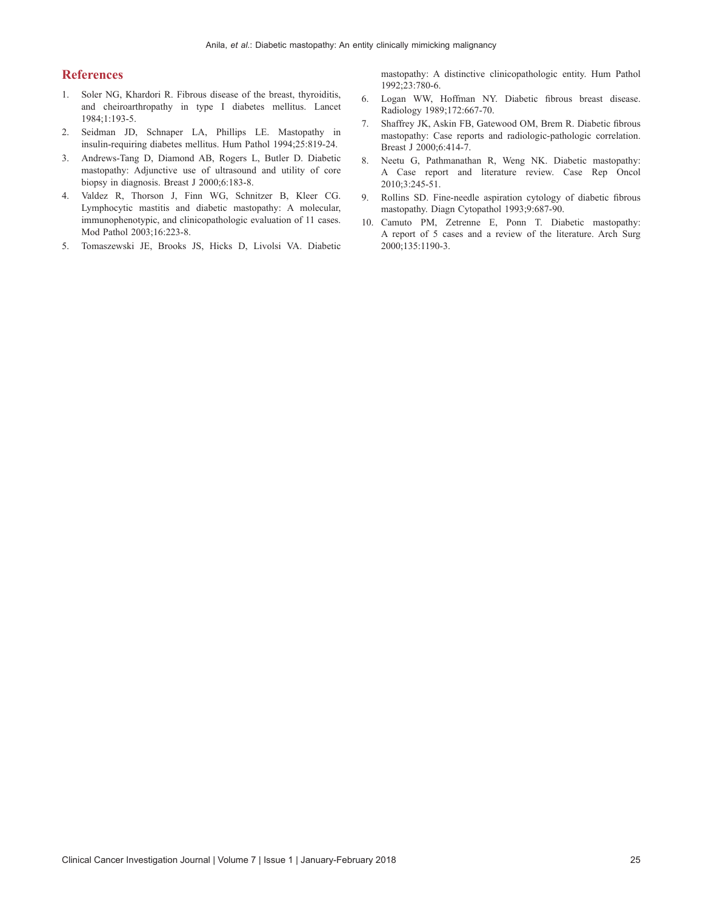## References

1. Soler NG, Khardori R. Fibrous disease of the breast, thyroiditis, and cheiroarthropathy in type I diabetes mellitus. Lancet 1984;1:193-5.
2. Seidman JD, Schnaper LA, Phillips LE. Mastopathy in insulin-requiring diabetes mellitus. Hum Pathol 1994;25:819-24.
3. Andrews-Tang D, Diamond AB, Rogers L, Butler D. Diabetic mastopathy: Adjunctive use of ultrasound and utility of core biopsy in diagnosis. Breast J 2000;6:183-8.
4. Valdez R, Thorson J, Finn WG, Schnitzer B, Kleer CG. Lymphocytic mastitis and diabetic mastopathy: A molecular, immunophenotypic, and clinicopathologic evaluation of 11 cases. Mod Pathol 2003;16:223-8.
5. Tomaszewski JE, Brooks JS, Hicks D, Livolsi VA. Diabetic mastopathy: A distinctive clinicopathologic entity. Hum Pathol 1992;23:780-6.
6. Logan WW, Hoffman NY. Diabetic fibrous breast disease. Radiology 1989;172:667-70.
7. Shaffrey JK, Askin FB, Gatewood OM, Brem R. Diabetic fibrous mastopathy: Case reports and radiologic-pathologic correlation. Breast J 2000;6:414-7.
8. Neetu G, Pathmanathan R, Weng NK. Diabetic mastopathy: A Case report and literature review. Case Rep Oncol 2010;3:245-51.
9. Rollins SD. Fine-needle aspiration cytology of diabetic fibrous mastopathy. Diagn Cytopathol 1993;9:687-90.
10. Camuto PM, Zetrenne E, Ponn T. Diabetic mastopathy: A report of 5 cases and a review of the literature. Arch Surg 2000;135:1190-3.